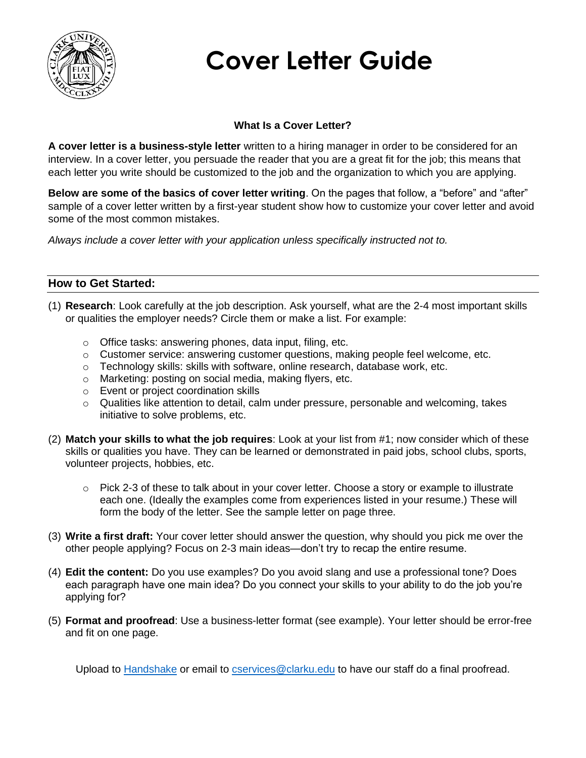# Cover Letter Guide

### What Is a Cover Letter?

**A cover letter is a business-style letter** written to a hiring manager in order to be considered for an interview. In a cover letter, you persuade the reader that you are a great fit for the job; this means that each letter you write should be customized to the job and the organization to which you are applying.

**Below are some of the basics of cover letter writing**. On the pages that follow, a "before" and "after" sample of a cover letter written by a first-year student show how to customize your cover letter and avoid some of the most common mistakes.

*Always include a cover letter with your application unless specifically instructed not to.*

## How to Get Started:

(1) **Research**: Look carefully at the job description. Ask yourself, what are the 2-4 most important skills or qualities the employer needs? Circle them or make a list. For example:

- Office tasks: answering phones, data input, filing, etc.
- Customer service: answering customer questions, making people feel welcome, etc.
- Technology skills: skills with software, online research, database work, etc.
- Marketing: posting on social media, making flyers, etc.
- Event or project coordination skills
- Qualities like attention to detail, calm under pressure, personable and welcoming, takes initiative to solve problems, etc.

(2) **Match your skills to what the job requires**: Look at your list from #1; now consider which of these skills or qualities you have. They can be learned or demonstrated in paid jobs, school clubs, sports, volunteer projects, hobbies, etc.

- Pick 2-3 of these to talk about in your cover letter. Choose a story or example to illustrate each one. (Ideally the examples come from experiences listed in your resume.) These will form the body of the letter. See the sample letter on page three.

(3) **Write a first draft:** Your cover letter should answer the question, why should you pick me over the other people applying? Focus on 2-3 main ideas—don't try to recap the entire resume.

(4) **Edit the content:** Do you use examples? Do you avoid slang and use a professional tone? Does each paragraph have one main idea? Do you connect your skills to your ability to do the job you're applying for?

(5) **Format and proofread**: Use a business-letter format (see example). Your letter should be error-free and fit on one page.

Upload to Handshake or email to cservices@clarku.edu to have our staff do a final proofread.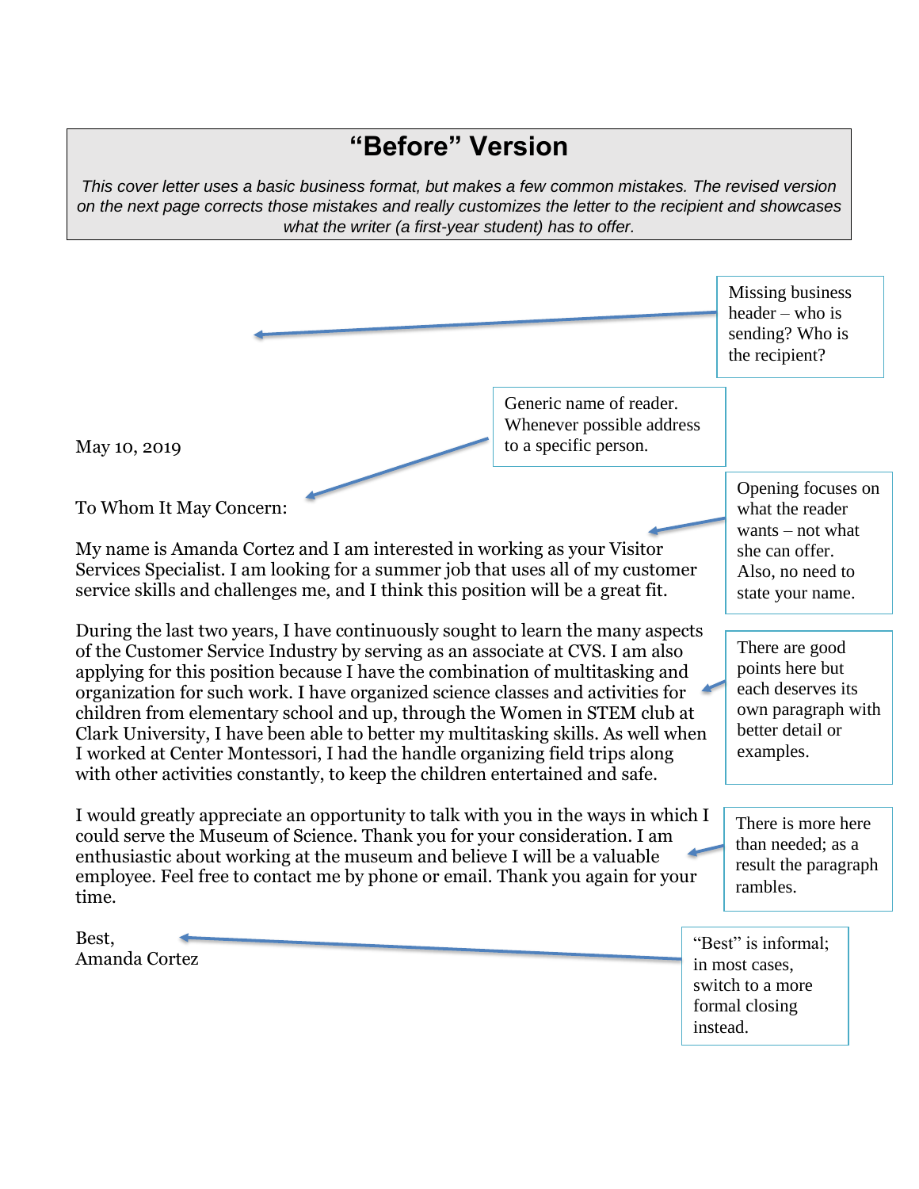# "Before" Version

*This cover letter uses a basic business format, but makes a few common mistakes. The revised version on the next page corrects those mistakes and really customizes the letter to the recipient and showcases what the writer (a first-year student) has to offer.*

> Missing business header – who is sending? Who is the recipient?

> Generic name of reader. Whenever possible address to a specific person.

May 10, 2019

To Whom It May Concern:

> Opening focuses on what the reader wants – not what she can offer. Also, no need to state your name.

My name is Amanda Cortez and I am interested in working as your Visitor Services Specialist. I am looking for a summer job that uses all of my customer service skills and challenges me, and I think this position will be a great fit.

> There are good points here but each deserves its own paragraph with better detail or examples.

During the last two years, I have continuously sought to learn the many aspects of the Customer Service Industry by serving as an associate at CVS. I am also applying for this position because I have the combination of multitasking and organization for such work. I have organized science classes and activities for children from elementary school and up, through the Women in STEM club at Clark University, I have been able to better my multitasking skills. As well when I worked at Center Montessori, I had the handle organizing field trips along with other activities constantly, to keep the children entertained and safe.

> There is more here than needed; as a result the paragraph rambles.

I would greatly appreciate an opportunity to talk with you in the ways in which I could serve the Museum of Science. Thank you for your consideration. I am enthusiastic about working at the museum and believe I will be a valuable employee. Feel free to contact me by phone or email. Thank you again for your time.

> "Best" is informal; in most cases, switch to a more formal closing instead.

Best,
Amanda Cortez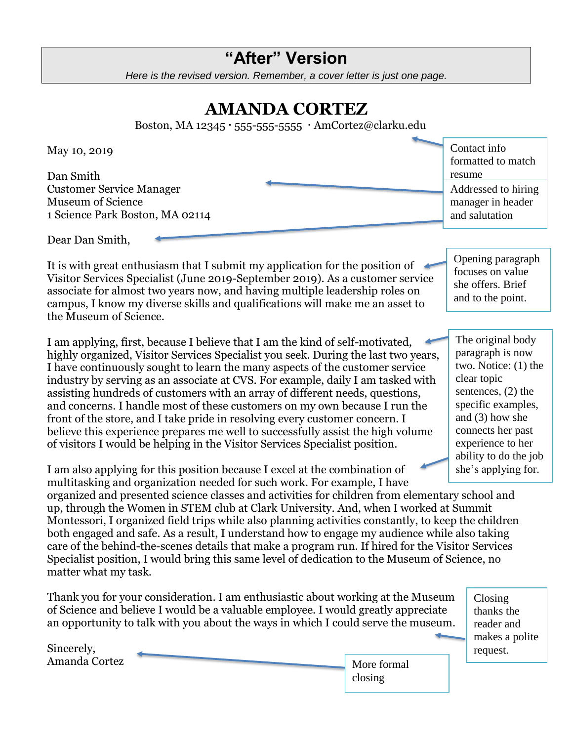## "After" Version

*Here is the revised version. Remember, a cover letter is just one page.*

# AMANDA CORTEZ

Boston, MA 12345 · 555-555-5555 · AmCortez@clarku.edu

> Contact info formatted to match resume

May 10, 2019

Dan Smith
Customer Service Manager
Museum of Science
1 Science Park Boston, MA 02114

> Addressed to hiring manager in header and salutation

Dear Dan Smith,

It is with great enthusiasm that I submit my application for the position of Visitor Services Specialist (June 2019-September 2019). As a customer service associate for almost two years now, and having multiple leadership roles on campus, I know my diverse skills and qualifications will make me an asset to the Museum of Science.

> Opening paragraph focuses on value she offers. Brief and to the point.

I am applying, first, because I believe that I am the kind of self-motivated, highly organized, Visitor Services Specialist you seek. During the last two years, I have continuously sought to learn the many aspects of the customer service industry by serving as an associate at CVS. For example, daily I am tasked with assisting hundreds of customers with an array of different needs, questions, and concerns. I handle most of these customers on my own because I run the front of the store, and I take pride in resolving every customer concern. I believe this experience prepares me well to successfully assist the high volume of visitors I would be helping in the Visitor Services Specialist position.

I am also applying for this position because I excel at the combination of multitasking and organization needed for such work. For example, I have organized and presented science classes and activities for children from elementary school and up, through the Women in STEM club at Clark University. And, when I worked at Summit Montessori, I organized field trips while also planning activities constantly, to keep the children both engaged and safe. As a result, I understand how to engage my audience while also taking care of the behind-the-scenes details that make a program run. If hired for the Visitor Services Specialist position, I would bring this same level of dedication to the Museum of Science, no matter what my task.

> The original body paragraph is now two. Notice: (1) the clear topic sentences, (2) the specific examples, and (3) how she connects her past experience to her ability to do the job she's applying for.

Thank you for your consideration. I am enthusiastic about working at the Museum of Science and believe I would be a valuable employee. I would greatly appreciate an opportunity to talk with you about the ways in which I could serve the museum.

> Closing thanks the reader and makes a polite request.

Sincerely,
Amanda Cortez

> More formal closing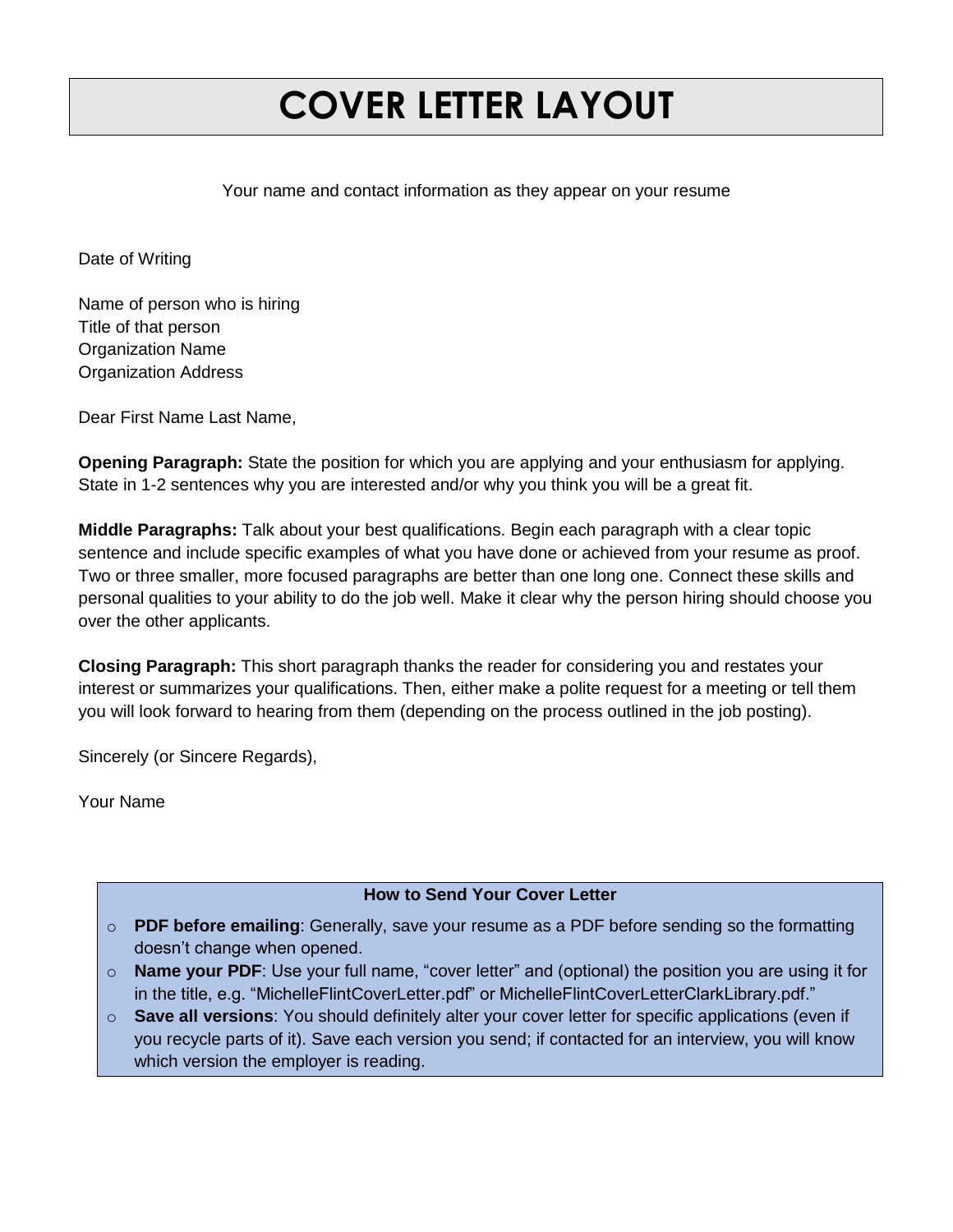# COVER LETTER LAYOUT

Your name and contact information as they appear on your resume

Date of Writing

Name of person who is hiring
Title of that person
Organization Name
Organization Address

Dear First Name Last Name,

**Opening Paragraph:** State the position for which you are applying and your enthusiasm for applying. State in 1-2 sentences why you are interested and/or why you think you will be a great fit.

**Middle Paragraphs:** Talk about your best qualifications. Begin each paragraph with a clear topic sentence and include specific examples of what you have done or achieved from your resume as proof. Two or three smaller, more focused paragraphs are better than one long one. Connect these skills and personal qualities to your ability to do the job well. Make it clear why the person hiring should choose you over the other applicants.

**Closing Paragraph:** This short paragraph thanks the reader for considering you and restates your interest or summarizes your qualifications. Then, either make a polite request for a meeting or tell them you will look forward to hearing from them (depending on the process outlined in the job posting).

Sincerely (or Sincere Regards),

Your Name

**How to Send Your Cover Letter**

- **PDF before emailing**: Generally, save your resume as a PDF before sending so the formatting doesn't change when opened.
- **Name your PDF**: Use your full name, "cover letter" and (optional) the position you are using it for in the title, e.g. "MichelleFlintCoverLetter.pdf" or MichelleFlintCoverLetterClarkLibrary.pdf."
- **Save all versions**: You should definitely alter your cover letter for specific applications (even if you recycle parts of it). Save each version you send; if contacted for an interview, you will know which version the employer is reading.